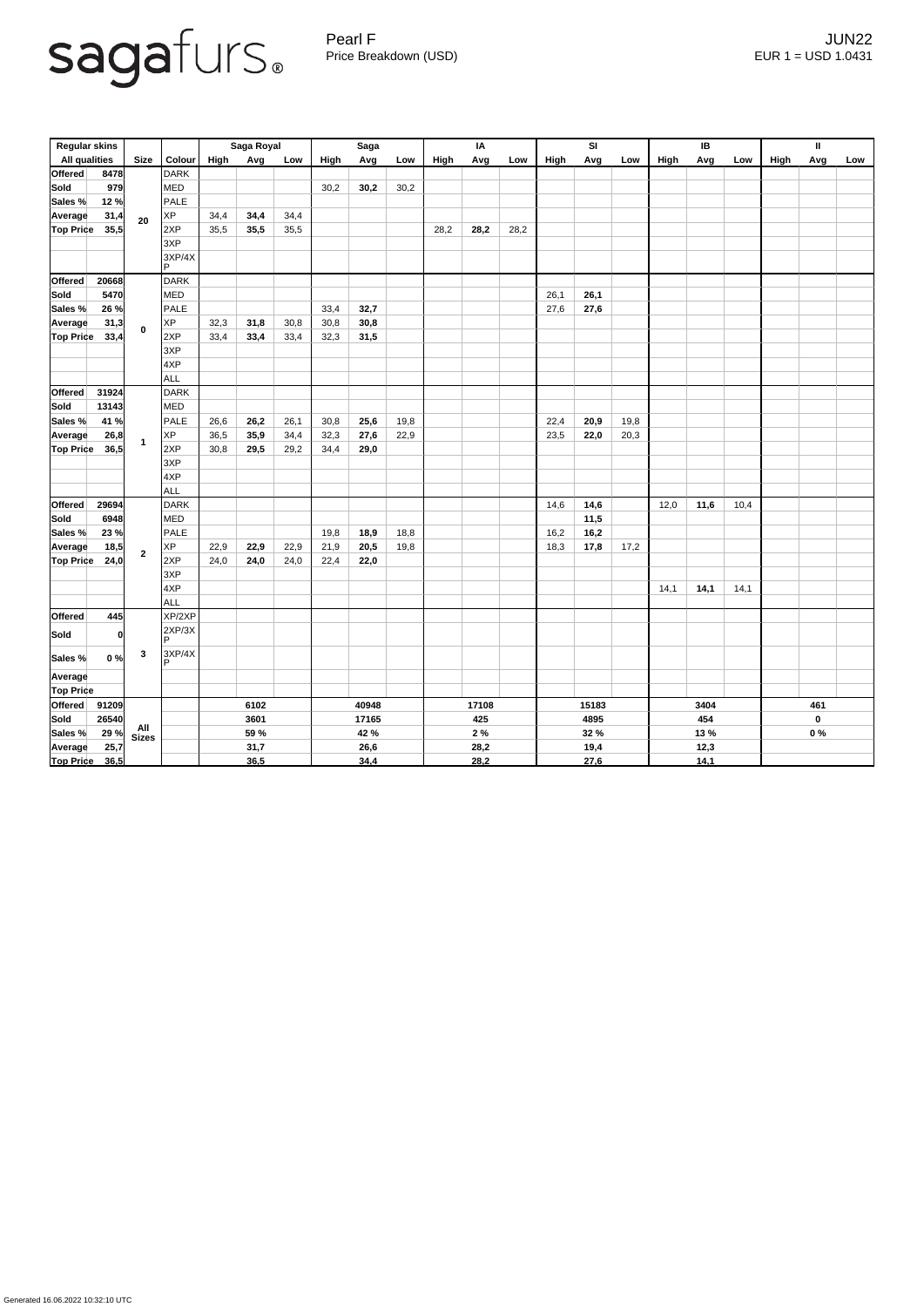sagafurs®

Pearl F
Price Breakdown (USD)

JUN22
EUR 1 = USD 1.0431

| Regular skins | | | | Saga Royal | | | Saga | | | IA | | | SI | | | IB | | | II | | |
|---|---|---|---|---|---|---|---|---|---|---|---|---|---|---|---|---|---|---|---|---|---|
| All qualities | | Size | Colour | High | Avg | Low | High | Avg | Low | High | Avg | Low | High | Avg | Low | High | Avg | Low | High | Avg | Low |
| Offered | 8478 | 20 | DARK | | | | | | | | | | | | | | | | | | |
| Sold | 979 | | MED | | | | 30,2 | **30,2** | 30,2 | | | | | | | | | | | | |
| Sales % | 12 % | | PALE | | | | | | | | | | | | | | | | | | |
| Average | 31,4 | | XP | 34,4 | **34,4** | 34,4 | | | | | | | | | | | | | | | |
| Top Price | 35,5 | | 2XP | 35,5 | **35,5** | 35,5 | | | | 28,2 | **28,2** | 28,2 | | | | | | | | | |
| | | | 3XP | | | | | | | | | | | | | | | | | | |
| | | | 3XP/4XP | | | | | | | | | | | | | | | | | | |
| Offered | 20668 | 0 | DARK | | | | | | | | | | | | | | | | | | |
| Sold | 5470 | | MED | | | | | | | | | | 26,1 | **26,1** | | | | | | | |
| Sales % | 26 % | | PALE | | | | 33,4 | **32,7** | | | | | 27,6 | **27,6** | | | | | | | |
| Average | 31,3 | | XP | 32,3 | **31,8** | 30,8 | 30,8 | **30,8** | | | | | | | | | | | | | |
| Top Price | 33,4 | | 2XP | 33,4 | **33,4** | 33,4 | 32,3 | **31,5** | | | | | | | | | | | | | |
| | | | 3XP | | | | | | | | | | | | | | | | | | |
| | | | 4XP | | | | | | | | | | | | | | | | | | |
| | | | ALL | | | | | | | | | | | | | | | | | | |
| Offered | 31924 | 1 | DARK | | | | | | | | | | | | | | | | | | |
| Sold | 13143 | | MED | | | | | | | | | | | | | | | | | | |
| Sales % | 41 % | | PALE | 26,6 | **26,2** | 26,1 | 30,8 | **25,6** | 19,8 | | | | 22,4 | **20,9** | 19,8 | | | | | | |
| Average | 26,8 | | XP | 36,5 | **35,9** | 34,4 | 32,3 | **27,6** | 22,9 | | | | 23,5 | **22,0** | 20,3 | | | | | | |
| Top Price | 36,5 | | 2XP | 30,8 | **29,5** | 29,2 | 34,4 | **29,0** | | | | | | | | | | | | | |
| | | | 3XP | | | | | | | | | | | | | | | | | | |
| | | | 4XP | | | | | | | | | | | | | | | | | | |
| | | | ALL | | | | | | | | | | | | | | | | | | |
| Offered | 29694 | 2 | DARK | | | | | | | | | | 14,6 | **14,6** | | 12,0 | **11,6** | 10,4 | | | |
| Sold | 6948 | | MED | | | | | | | | | | | **11,5** | | | | | | | |
| Sales % | 23 % | | PALE | | | | 19,8 | **18,9** | 18,8 | | | | 16,2 | **16,2** | | | | | | | |
| Average | 18,5 | | XP | 22,9 | **22,9** | 22,9 | 21,9 | **20,5** | 19,8 | | | | 18,3 | **17,8** | 17,2 | | | | | | |
| Top Price | 24,0 | | 2XP | 24,0 | **24,0** | 24,0 | 22,4 | **22,0** | | | | | | | | | | | | | |
| | | | 3XP | | | | | | | | | | | | | | | | | | |
| | | | 4XP | | | | | | | | | | | | | 14,1 | **14,1** | 14,1 | | | |
| | | | ALL | | | | | | | | | | | | | | | | | | |
| Offered | 445 | 3 | XP/2XP | | | | | | | | | | | | | | | | | | |
| Sold | 0 | | 2XP/3XP | | | | | | | | | | | | | | | | | | |
| Sales % | 0 % | | 3XP/4XP | | | | | | | | | | | | | | | | | | |
| Average | | | | | | | | | | | | | | | | | | | | | |
| Top Price | | | | | | | | | | | | | | | | | | | | | |
| Offered | 91209 | All Sizes | | | 6102 | | | 40948 | | | 17108 | | | 15183 | | | 3404 | | | 461 | |
| Sold | 26540 | | | | 3601 | | | 17165 | | | 425 | | | 4895 | | | 454 | | | 0 | |
| Sales % | 29 % | | | | 59 % | | | 42 % | | | 2 % | | | 32 % | | | 13 % | | | 0 % | |
| Average | 25,7 | | | | 31,7 | | | 26,6 | | | 28,2 | | | 19,4 | | | 12,3 | | | | |
| Top Price | 36,5 | | | | 36,5 | | | 34,4 | | | 28,2 | | | 27,6 | | | 14,1 | | | | |

Generated 16.06.2022 10:32:10 UTC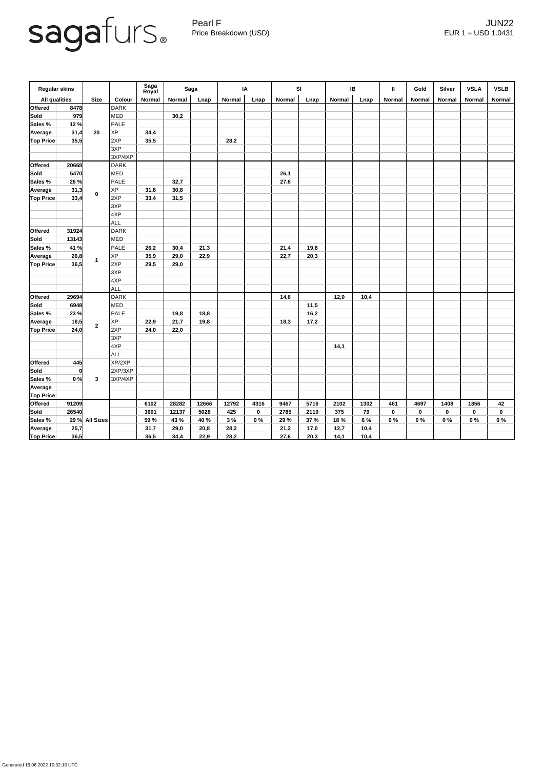sagafurs®

Pearl F
Price Breakdown (USD)

JUN22
EUR 1 = USD 1.0431

| Regular skins | | | | Saga Royal | Saga | | IA | | SI | | IB | | II | Gold | Silver | VSLA | VSLB |
|---|---|---|---|---|---|---|---|---|---|---|---|---|---|---|---|---|---|
| All qualities | | Size | Colour | Normal | Normal | Lnap | Normal | Lnap | Normal | Lnap | Normal | Lnap | Normal | Normal | Normal | Normal | Normal |
| Offered | 8478 | 20 | DARK | | | | | | | | | | | | | | |
| Sold | 979 | | MED | | 30,2 | | | | | | | | | | | | |
| Sales % | 12 % | | PALE | | | | | | | | | | | | | | |
| Average | 31,4 | | XP | 34,4 | | | | | | | | | | | | | |
| Top Price | 35,5 | | 2XP | 35,5 | | | 28,2 | | | | | | | | | | |
| | | | 3XP | | | | | | | | | | | | | | |
| | | | 3XP/4XP | | | | | | | | | | | | | | |
| Offered | 20668 | 0 | DARK | | | | | | | | | | | | | | |
| Sold | 5470 | | MED | | | | | | 26,1 | | | | | | | | |
| Sales % | 26 % | | PALE | | 32,7 | | | | 27,6 | | | | | | | | |
| Average | 31,3 | | XP | 31,8 | 30,8 | | | | | | | | | | | | |
| Top Price | 33,4 | | 2XP | 33,4 | 31,5 | | | | | | | | | | | | |
| | | | 3XP | | | | | | | | | | | | | | |
| | | | 4XP | | | | | | | | | | | | | | |
| | | | ALL | | | | | | | | | | | | | | |
| Offered | 31924 | 1 | DARK | | | | | | | | | | | | | | |
| Sold | 13143 | | MED | | | | | | | | | | | | | | |
| Sales % | 41 % | | PALE | 26,2 | 30,4 | 21,3 | | | 21,4 | 19,8 | | | | | | | |
| Average | 26,8 | | XP | 35,9 | 29,0 | 22,9 | | | 22,7 | 20,3 | | | | | | | |
| Top Price | 36,5 | | 2XP | 29,5 | 29,0 | | | | | | | | | | | | |
| | | | 3XP | | | | | | | | | | | | | | |
| | | | 4XP | | | | | | | | | | | | | | |
| | | | ALL | | | | | | | | | | | | | | |
| Offered | 29694 | 2 | DARK | | | | | | 14,6 | | 12,0 | 10,4 | | | | | |
| Sold | 6948 | | MED | | | | | | | 11,5 | | | | | | | |
| Sales % | 23 % | | PALE | | 19,8 | 18,8 | | | | 16,2 | | | | | | | |
| Average | 18,5 | | XP | 22,9 | 21,7 | 19,8 | | | 18,3 | 17,2 | | | | | | | |
| Top Price | 24,0 | | 2XP | 24,0 | 22,0 | | | | | | | | | | | | |
| | | | 3XP | | | | | | | | | | | | | | |
| | | | 4XP | | | | | | | | 14,1 | | | | | | |
| | | | ALL | | | | | | | | | | | | | | |
| Offered | 445 | 3 | XP/2XP | | | | | | | | | | | | | | |
| Sold | 0 | | 2XP/3XP | | | | | | | | | | | | | | |
| Sales % | 0 % | | 3XP/4XP | | | | | | | | | | | | | | |
| Average | | | | | | | | | | | | | | | | | |
| Top Price | | | | | | | | | | | | | | | | | |
| Offered | 91209 | All Sizes | | 6102 | 28282 | 12666 | 12792 | 4316 | 9467 | 5716 | 2102 | 1302 | 461 | 4697 | 1408 | 1856 | 42 |
| Sold | 26540 | | | 3601 | 12137 | 5028 | 425 | 0 | 2785 | 2110 | 375 | 79 | 0 | 0 | 0 | 0 | 0 |
| Sales % | 29 % | | | 59 % | 43 % | 40 % | 3 % | 0 % | 29 % | 37 % | 18 % | 6 % | 0 % | 0 % | 0 % | 0 % | 0 % |
| Average | 25,7 | | | 31,7 | 29,0 | 20,8 | 28,2 | | 21,2 | 17,0 | 12,7 | 10,4 | | | | | |
| Top Price | 36,5 | | | 36,5 | 34,4 | 22,9 | 28,2 | | 27,6 | 20,3 | 14,1 | 10,4 | | | | | |

Generated 16.06.2022 10:32:10 UTC